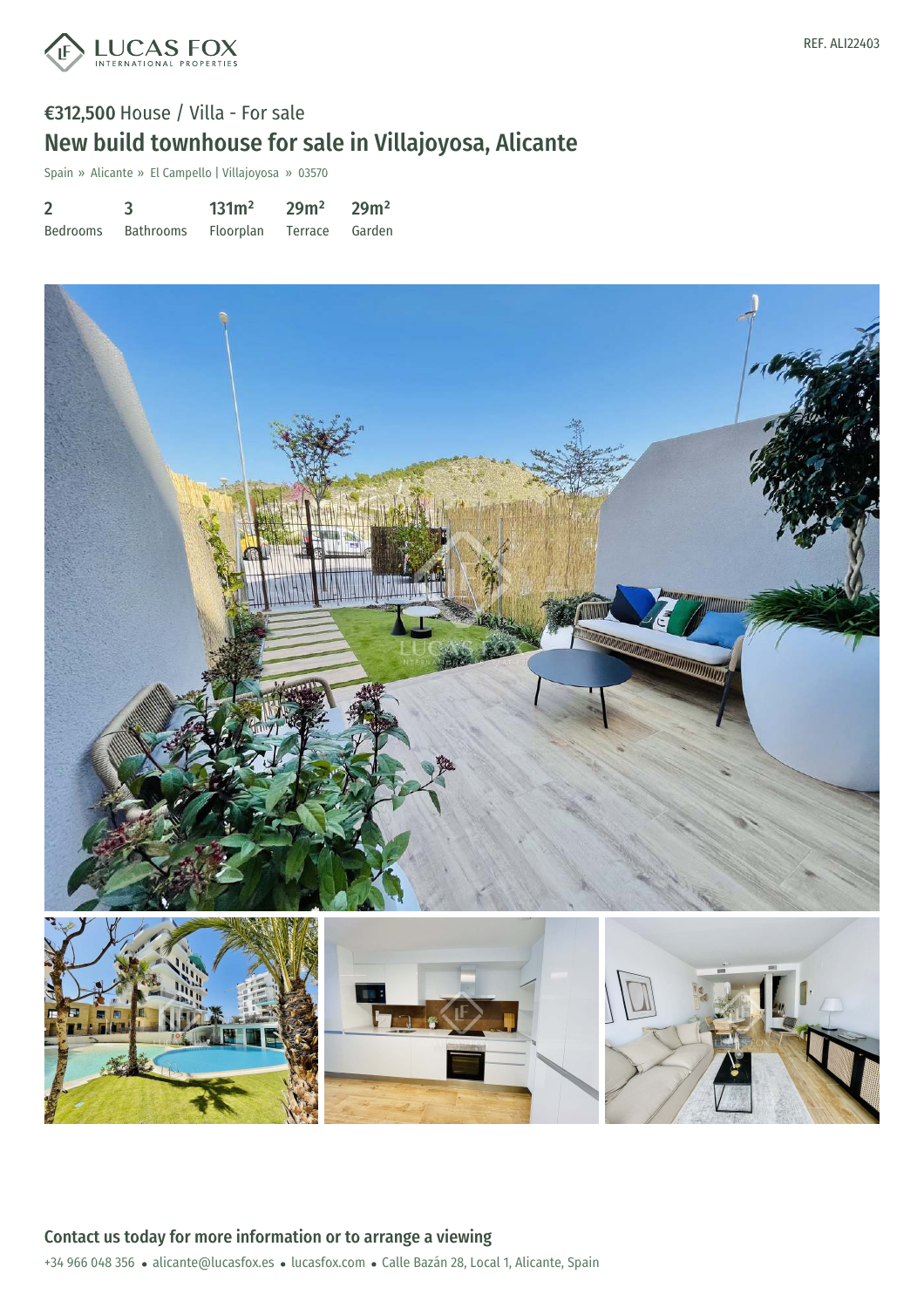LUCAS FOX
INTERNATIONAL PROPERTIES

REF. ALI22403

€312,500 House / Villa - For sale

# New build townhouse for sale in Villajoyosa, Alicante

Spain » Alicante » El Campello | Villajoyosa » 03570

| 2 | 3 | 131m² | 29m² | 29m² |
| --- | --- | --- | --- | --- |
| Bedrooms | Bathrooms | Floorplan | Terrace | Garden |

## Contact us today for more information or to arrange a viewing

+34 966 048 356 • alicante@lucasfox.es • lucasfox.com • Calle Bazán 28, Local 1, Alicante, Spain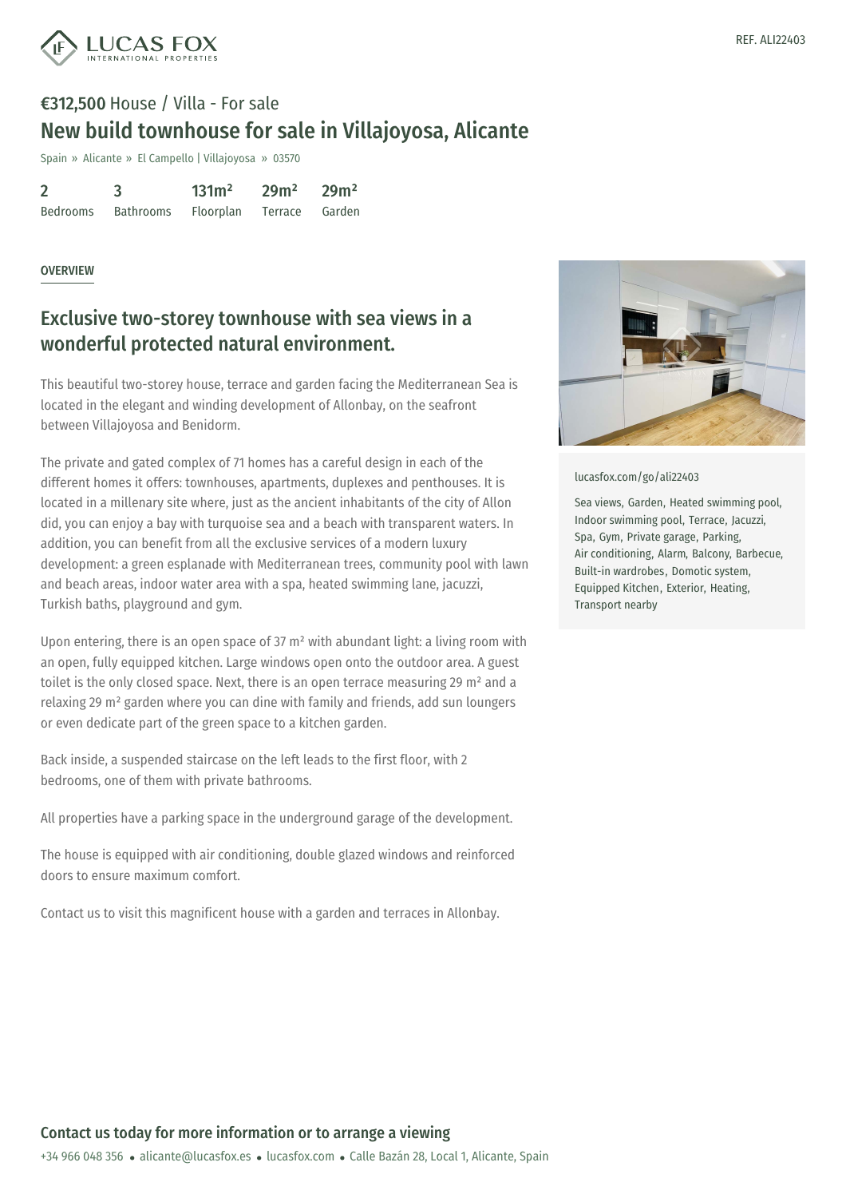REF. ALI22403

**€312,500** House / Villa - For sale

# New build townhouse for sale in Villajoyosa, Alicante

Spain » Alicante » El Campello | Villajoyosa » 03570

| 2 | 3 | 131m² | 29m² | 29m² |
|---|---|---|---|---|
| Bedrooms | Bathrooms | Floorplan | Terrace | Garden |

OVERVIEW

## Exclusive two-storey townhouse with sea views in a wonderful protected natural environment.

This beautiful two-storey house, terrace and garden facing the Mediterranean Sea is located in the elegant and winding development of Allonbay, on the seafront between Villajoyosa and Benidorm.

The private and gated complex of 71 homes has a careful design in each of the different homes it offers: townhouses, apartments, duplexes and penthouses. It is located in a millenary site where, just as the ancient inhabitants of the city of Allon did, you can enjoy a bay with turquoise sea and a beach with transparent waters. In addition, you can benefit from all the exclusive services of a modern luxury development: a green esplanade with Mediterranean trees, community pool with lawn and beach areas, indoor water area with a spa, heated swimming lane, jacuzzi, Turkish baths, playground and gym.

Upon entering, there is an open space of 37 m² with abundant light: a living room with an open, fully equipped kitchen. Large windows open onto the outdoor area. A guest toilet is the only closed space. Next, there is an open terrace measuring 29 m² and a relaxing 29 m² garden where you can dine with family and friends, add sun loungers or even dedicate part of the green space to a kitchen garden.

Back inside, a suspended staircase on the left leads to the first floor, with 2 bedrooms, one of them with private bathrooms.

All properties have a parking space in the underground garage of the development.

The house is equipped with air conditioning, double glazed windows and reinforced doors to ensure maximum comfort.

Contact us to visit this magnificent house with a garden and terraces in Allonbay.

lucasfox.com/go/ali22403

Sea views, Garden, Heated swimming pool, Indoor swimming pool, Terrace, Jacuzzi, Spa, Gym, Private garage, Parking, Air conditioning, Alarm, Balcony, Barbecue, Built-in wardrobes, Domotic system, Equipped Kitchen, Exterior, Heating, Transport nearby

## Contact us today for more information or to arrange a viewing

+34 966 048 356 • alicante@lucasfox.es • lucasfox.com • Calle Bazán 28, Local 1, Alicante, Spain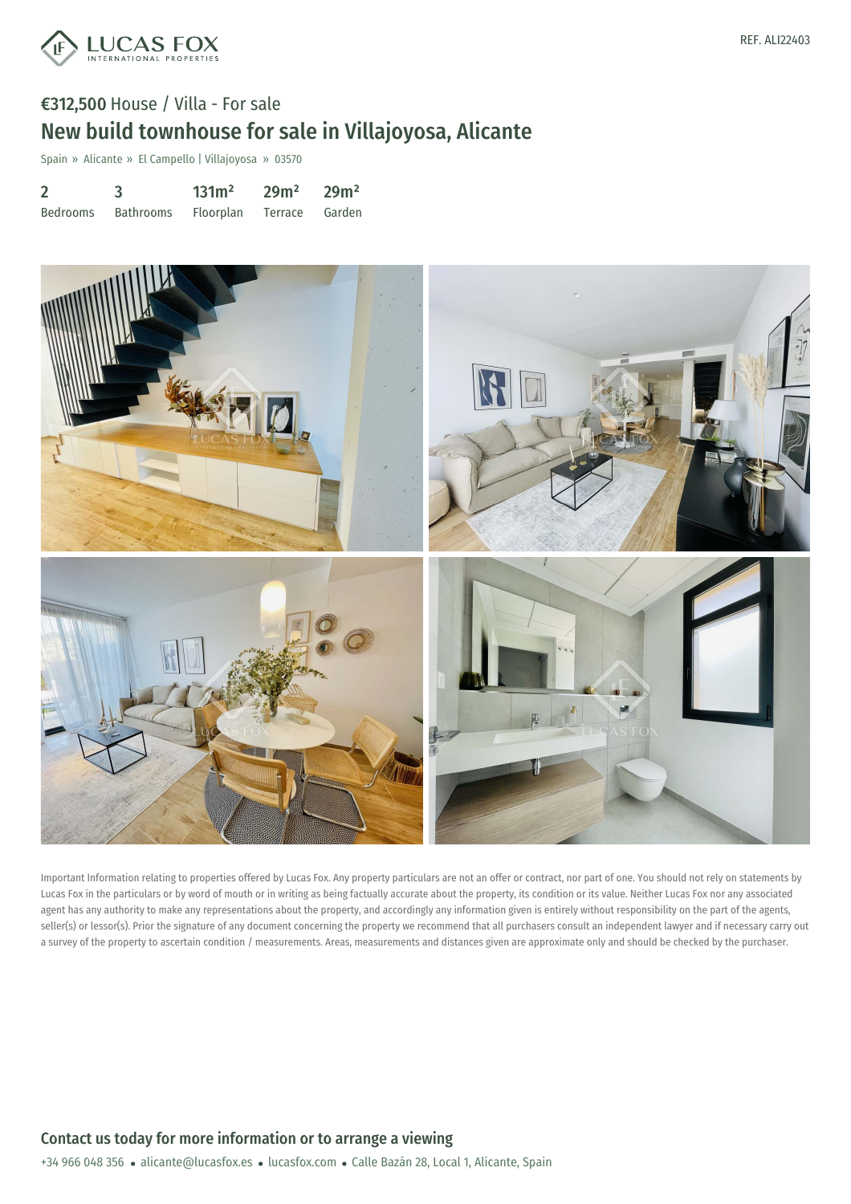REF. ALI22403

€312,500 House / Villa - For sale

# New build townhouse for sale in Villajoyosa, Alicante

Spain » Alicante » El Campello | Villajoyosa » 03570

| 2 | 3 | 131m² | 29m² | 29m² |
|---|---|---|---|---|
| Bedrooms | Bathrooms | Floorplan | Terrace | Garden |

Important Information relating to properties offered by Lucas Fox. Any property particulars are not an offer or contract, nor part of one. You should not rely on statements by Lucas Fox in the particulars or by word of mouth or in writing as being factually accurate about the property, its condition or its value. Neither Lucas Fox nor any associated agent has any authority to make any representations about the property, and accordingly any information given is entirely without responsibility on the part of the agents, seller(s) or lessor(s). Prior the signature of any document concerning the property we recommend that all purchasers consult an independent lawyer and if necessary carry out a survey of the property to ascertain condition / measurements. Areas, measurements and distances given are approximate only and should be checked by the purchaser.

## Contact us today for more information or to arrange a viewing

+34 966 048 356 • alicante@lucasfox.es • lucasfox.com • Calle Bazán 28, Local 1, Alicante, Spain